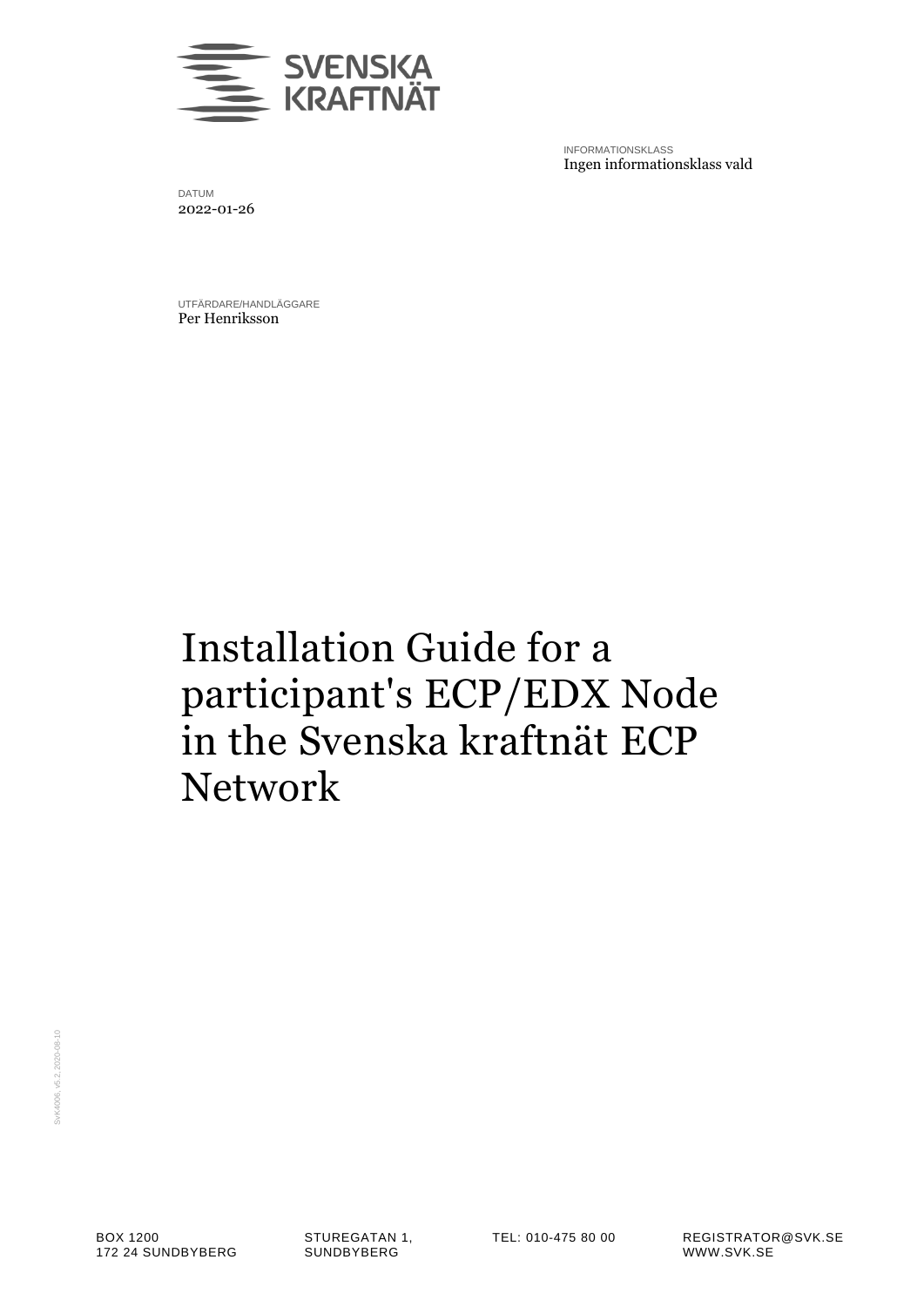INFORMATIONSKLASS
Ingen informationsklass vald

DATUM
2022-01-26

UTFÄRDARE/HANDLÄGGARE
Per Henriksson

# Installation Guide for a participant's ECP/EDX Node in the Svenska kraftnät ECP Network

BOX 1200
172 24 SUNDBYBERG

STUREGATAN 1,
SUNDBYBERG

TEL: 010-475 80 00

REGISTRATOR@SVK.SE
WWW.SVK.SE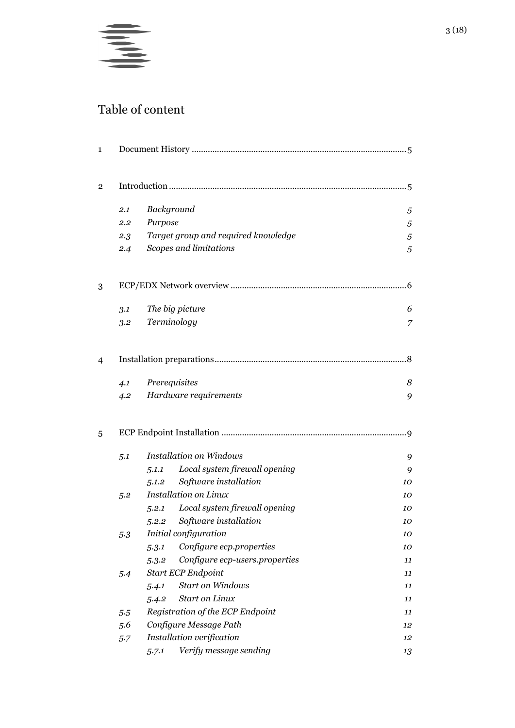# Table of content

1 Document History ............................................................................................. 5

2 Introduction ...................................................................................................... 5

- *2.1 Background* *5*
- *2.2 Purpose* *5*
- *2.3 Target group and required knowledge* *5*
- *2.4 Scopes and limitations* *5*

3 ECP/EDX Network overview ............................................................................ 6

- *3.1 The big picture* *6*
- *3.2 Terminology* *7*

4 Installation preparations .................................................................................. 8

- *4.1 Prerequisites* *8*
- *4.2 Hardware requirements* *9*

5 ECP Endpoint Installation ................................................................................ 9

- *5.1 Installation on Windows* *9*
  - *5.1.1 Local system firewall opening* *9*
  - *5.1.2 Software installation* *10*
- *5.2 Installation on Linux* *10*
  - *5.2.1 Local system firewall opening* *10*
  - *5.2.2 Software installation* *10*
- *5.3 Initial configuration* *10*
  - *5.3.1 Configure ecp.properties* *10*
  - *5.3.2 Configure ecp-users.properties* *11*
- *5.4 Start ECP Endpoint* *11*
  - *5.4.1 Start on Windows* *11*
  - *5.4.2 Start on Linux* *11*
- *5.5 Registration of the ECP Endpoint* *11*
- *5.6 Configure Message Path* *12*
- *5.7 Installation verification* *12*
  - *5.7.1 Verify message sending* *13*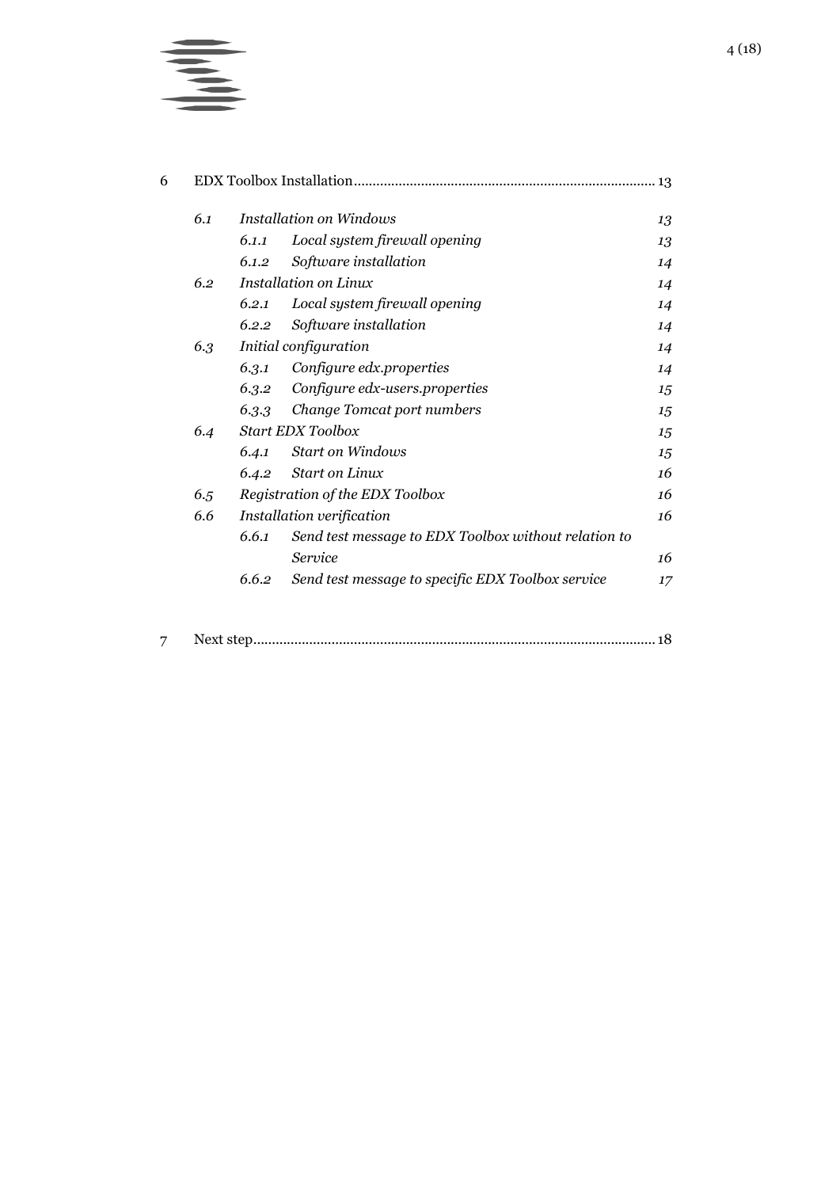6 EDX Toolbox Installation ... 13

- *6.1 Installation on Windows* 13
  - *6.1.1 Local system firewall opening* 13
  - *6.1.2 Software installation* 14
- *6.2 Installation on Linux* 14
  - *6.2.1 Local system firewall opening* 14
  - *6.2.2 Software installation* 14
- *6.3 Initial configuration* 14
  - *6.3.1 Configure edx.properties* 14
  - *6.3.2 Configure edx-users.properties* 15
  - *6.3.3 Change Tomcat port numbers* 15
- *6.4 Start EDX Toolbox* 15
  - *6.4.1 Start on Windows* 15
  - *6.4.2 Start on Linux* 16
- *6.5 Registration of the EDX Toolbox* 16
- *6.6 Installation verification* 16
  - *6.6.1 Send test message to EDX Toolbox without relation to Service* 16
  - *6.6.2 Send test message to specific EDX Toolbox service* 17

7 Next step ... 18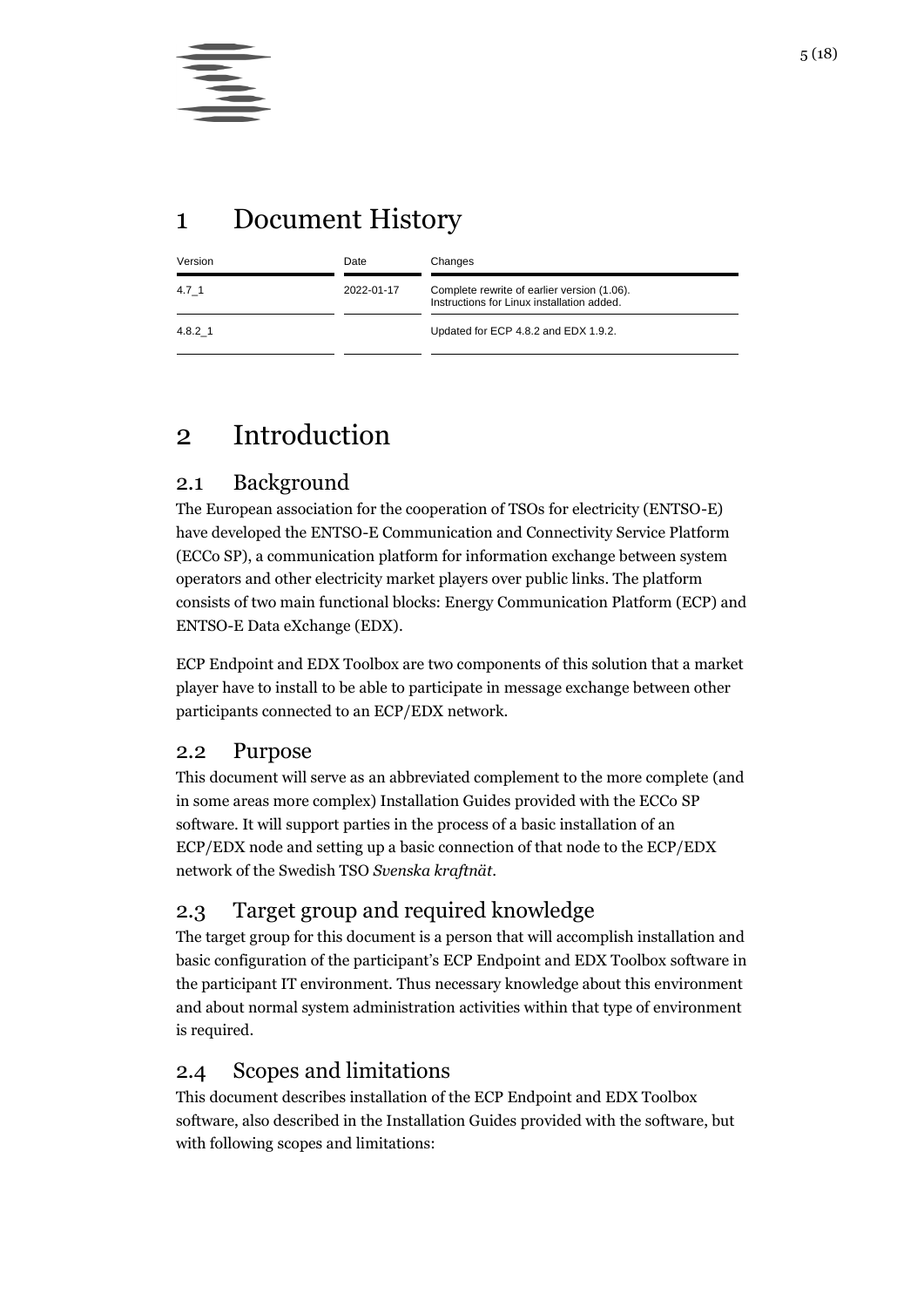# 1 Document History

| Version | Date | Changes |
|---|---|---|
| 4.7_1 | 2022-01-17 | Complete rewrite of earlier version (1.06). Instructions for Linux installation added. |
| 4.8.2_1 | | Updated for ECP 4.8.2 and EDX 1.9.2. |

# 2 Introduction

## 2.1 Background

The European association for the cooperation of TSOs for electricity (ENTSO-E) have developed the ENTSO-E Communication and Connectivity Service Platform (ECCo SP), a communication platform for information exchange between system operators and other electricity market players over public links. The platform consists of two main functional blocks: Energy Communication Platform (ECP) and ENTSO-E Data eXchange (EDX).

ECP Endpoint and EDX Toolbox are two components of this solution that a market player have to install to be able to participate in message exchange between other participants connected to an ECP/EDX network.

## 2.2 Purpose

This document will serve as an abbreviated complement to the more complete (and in some areas more complex) Installation Guides provided with the ECCo SP software. It will support parties in the process of a basic installation of an ECP/EDX node and setting up a basic connection of that node to the ECP/EDX network of the Swedish TSO *Svenska kraftnät*.

## 2.3 Target group and required knowledge

The target group for this document is a person that will accomplish installation and basic configuration of the participant's ECP Endpoint and EDX Toolbox software in the participant IT environment. Thus necessary knowledge about this environment and about normal system administration activities within that type of environment is required.

## 2.4 Scopes and limitations

This document describes installation of the ECP Endpoint and EDX Toolbox software, also described in the Installation Guides provided with the software, but with following scopes and limitations: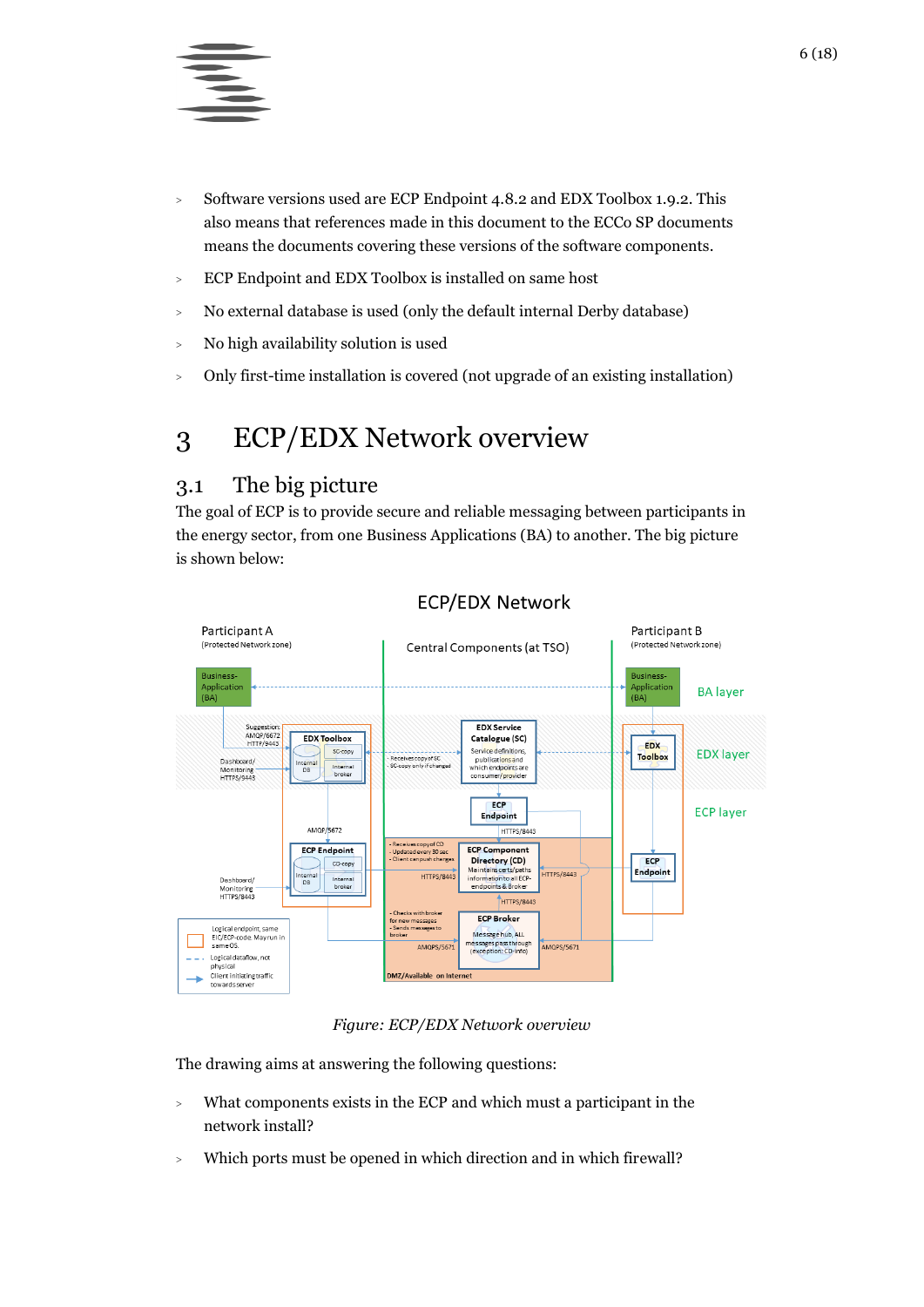- Software versions used are ECP Endpoint 4.8.2 and EDX Toolbox 1.9.2. This also means that references made in this document to the ECCo SP documents means the documents covering these versions of the software components.
- ECP Endpoint and EDX Toolbox is installed on same host
- No external database is used (only the default internal Derby database)
- No high availability solution is used
- Only first-time installation is covered (not upgrade of an existing installation)

# 3 ECP/EDX Network overview

## 3.1 The big picture

The goal of ECP is to provide secure and reliable messaging between participants in the energy sector, from one Business Applications (BA) to another. The big picture is shown below:

*Figure: ECP/EDX Network overview*

The drawing aims at answering the following questions:

- What components exists in the ECP and which must a participant in the network install?
- Which ports must be opened in which direction and in which firewall?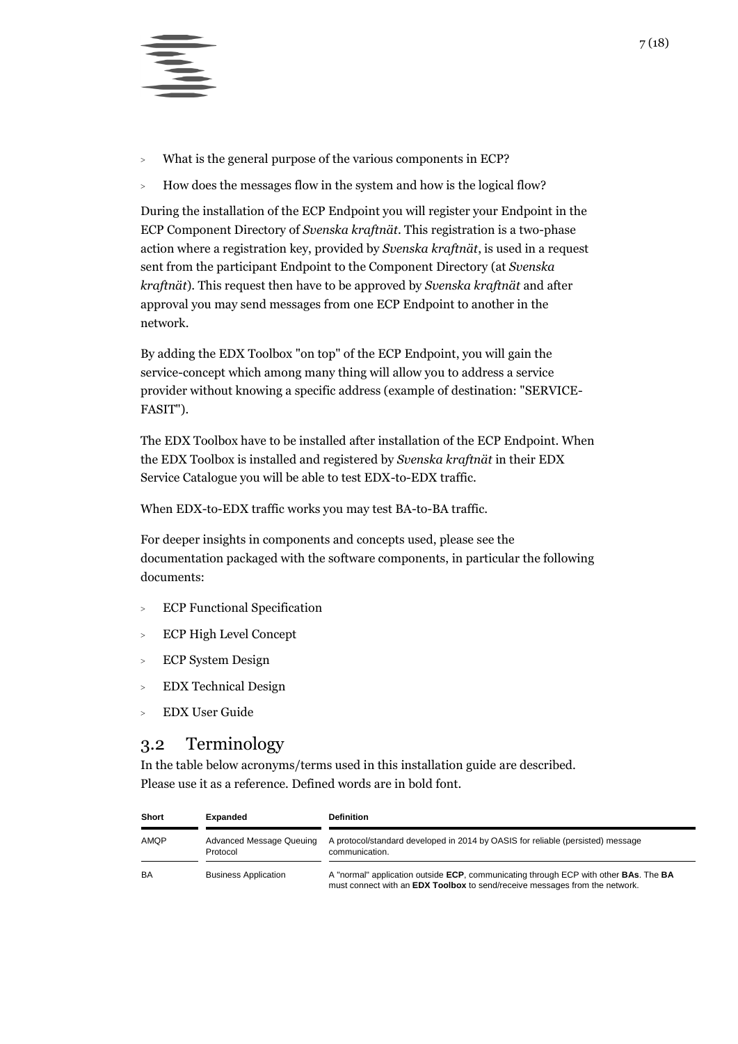- What is the general purpose of the various components in ECP?
- How does the messages flow in the system and how is the logical flow?

During the installation of the ECP Endpoint you will register your Endpoint in the ECP Component Directory of *Svenska kraftnät*. This registration is a two-phase action where a registration key, provided by *Svenska kraftnät*, is used in a request sent from the participant Endpoint to the Component Directory (at *Svenska kraftnät*). This request then have to be approved by *Svenska kraftnät* and after approval you may send messages from one ECP Endpoint to another in the network.

By adding the EDX Toolbox "on top" of the ECP Endpoint, you will gain the service-concept which among many thing will allow you to address a service provider without knowing a specific address (example of destination: "SERVICE-FASIT").

The EDX Toolbox have to be installed after installation of the ECP Endpoint. When the EDX Toolbox is installed and registered by *Svenska kraftnät* in their EDX Service Catalogue you will be able to test EDX-to-EDX traffic.

When EDX-to-EDX traffic works you may test BA-to-BA traffic.

For deeper insights in components and concepts used, please see the documentation packaged with the software components, in particular the following documents:

- ECP Functional Specification
- ECP High Level Concept
- ECP System Design
- EDX Technical Design
- EDX User Guide

## 3.2 Terminology

In the table below acronyms/terms used in this installation guide are described. Please use it as a reference. Defined words are in bold font.

| Short | Expanded | Definition |
|---|---|---|
| AMQP | Advanced Message Queuing Protocol | A protocol/standard developed in 2014 by OASIS for reliable (persisted) message communication. |
| BA | Business Application | A "normal" application outside **ECP**, communicating through ECP with other **BAs**. The **BA** must connect with an **EDX Toolbox** to send/receive messages from the network. |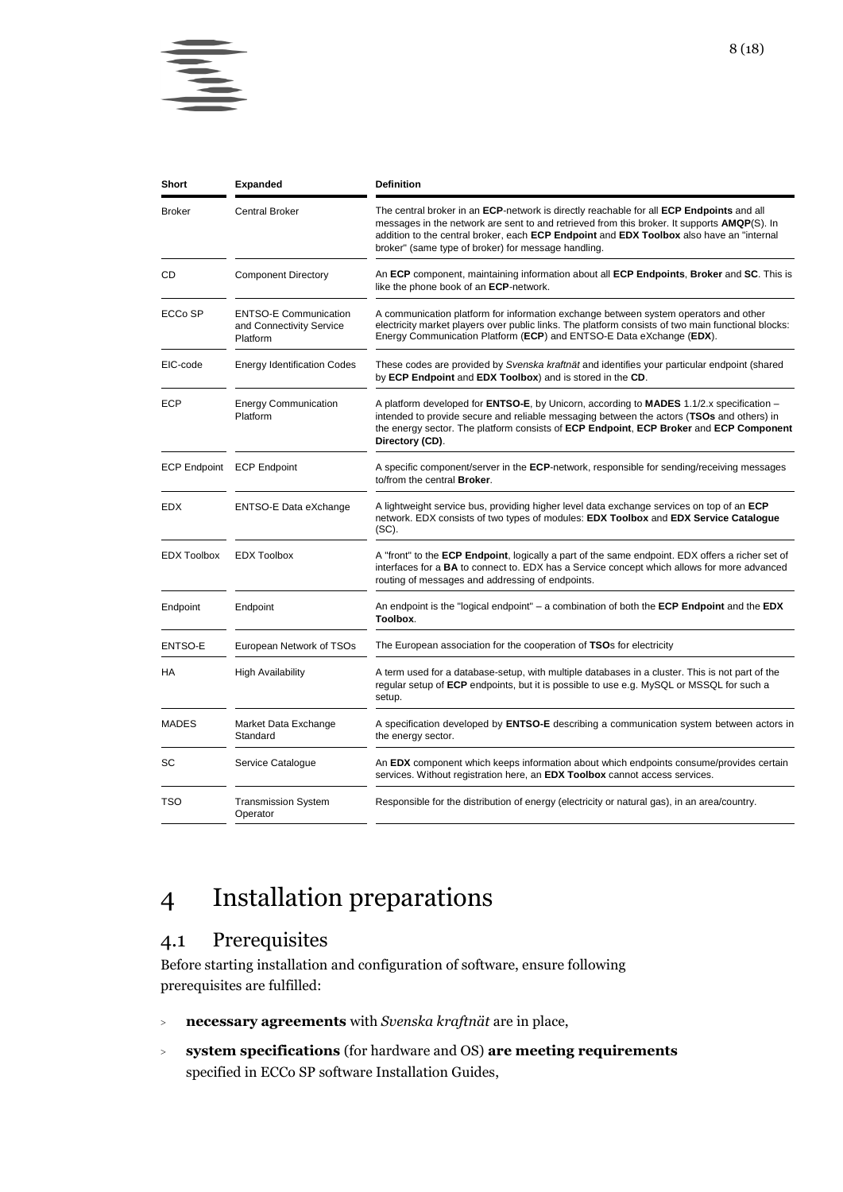| Short | Expanded | Definition |
|---|---|---|
| Broker | Central Broker | The central broker in an **ECP**-network is directly reachable for all **ECP Endpoints** and all messages in the network are sent to and retrieved from this broker. It supports **AMQP**(S). In addition to the central broker, each **ECP Endpoint** and **EDX Toolbox** also have an "internal broker" (same type of broker) for message handling. |
| CD | Component Directory | An **ECP** component, maintaining information about all **ECP Endpoints**, **Broker** and **SC**. This is like the phone book of an **ECP**-network. |
| ECCo SP | ENTSO-E Communication and Connectivity Service Platform | A communication platform for information exchange between system operators and other electricity market players over public links. The platform consists of two main functional blocks: Energy Communication Platform (**ECP**) and ENTSO-E Data eXchange (**EDX**). |
| EIC-code | Energy Identification Codes | These codes are provided by *Svenska kraftnät* and identifies your particular endpoint (shared by **ECP Endpoint** and **EDX Toolbox**) and is stored in the **CD**. |
| ECP | Energy Communication Platform | A platform developed for **ENTSO-E**, by Unicorn, according to **MADES** 1.1/2.x specification – intended to provide secure and reliable messaging between the actors (**TSOs** and others) in the energy sector. The platform consists of **ECP Endpoint**, **ECP Broker** and **ECP Component Directory (CD)**. |
| ECP Endpoint | ECP Endpoint | A specific component/server in the **ECP**-network, responsible for sending/receiving messages to/from the central **Broker**. |
| EDX | ENTSO-E Data eXchange | A lightweight service bus, providing higher level data exchange services on top of an **ECP** network. EDX consists of two types of modules: **EDX Toolbox** and **EDX Service Catalogue** (SC). |
| EDX Toolbox | EDX Toolbox | A "front" to the **ECP Endpoint**, logically a part of the same endpoint. EDX offers a richer set of interfaces for a **BA** to connect to. EDX has a Service concept which allows for more advanced routing of messages and addressing of endpoints. |
| Endpoint | Endpoint | An endpoint is the "logical endpoint" – a combination of both the **ECP Endpoint** and the **EDX Toolbox**. |
| ENTSO-E | European Network of TSOs | The European association for the cooperation of **TSO**s for electricity |
| HA | High Availability | A term used for a database-setup, with multiple databases in a cluster. This is not part of the regular setup of **ECP** endpoints, but it is possible to use e.g. MySQL or MSSQL for such a setup. |
| MADES | Market Data Exchange Standard | A specification developed by **ENTSO-E** describing a communication system between actors in the energy sector. |
| SC | Service Catalogue | An **EDX** component which keeps information about which endpoints consume/provides certain services. Without registration here, an **EDX Toolbox** cannot access services. |
| TSO | Transmission System Operator | Responsible for the distribution of energy (electricity or natural gas), in an area/country. |

# 4 Installation preparations

## 4.1 Prerequisites

Before starting installation and configuration of software, ensure following prerequisites are fulfilled:

- **necessary agreements** with *Svenska kraftnät* are in place,
- **system specifications** (for hardware and OS) **are meeting requirements** specified in ECCo SP software Installation Guides,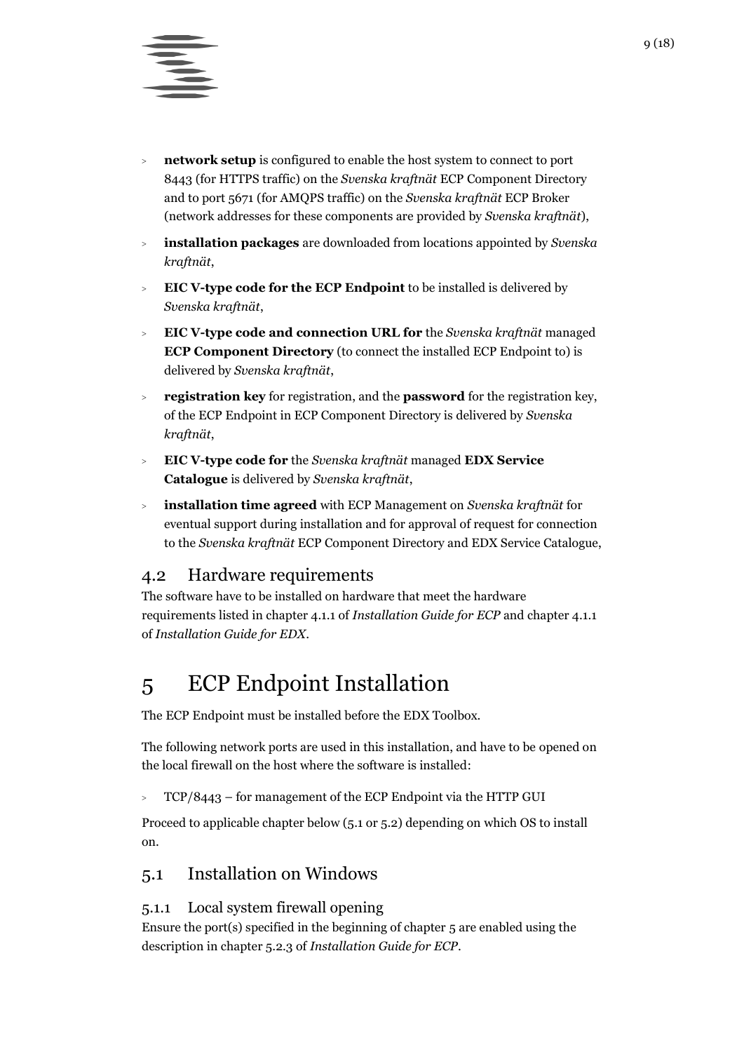- **network setup** is configured to enable the host system to connect to port 8443 (for HTTPS traffic) on the *Svenska kraftnät* ECP Component Directory and to port 5671 (for AMQPS traffic) on the *Svenska kraftnät* ECP Broker (network addresses for these components are provided by *Svenska kraftnät*),
- **installation packages** are downloaded from locations appointed by *Svenska kraftnät*,
- **EIC V-type code for the ECP Endpoint** to be installed is delivered by *Svenska kraftnät*,
- **EIC V-type code and connection URL for** the *Svenska kraftnät* managed **ECP Component Directory** (to connect the installed ECP Endpoint to) is delivered by *Svenska kraftnät*,
- **registration key** for registration, and the **password** for the registration key, of the ECP Endpoint in ECP Component Directory is delivered by *Svenska kraftnät*,
- **EIC V-type code for** the *Svenska kraftnät* managed **EDX Service Catalogue** is delivered by *Svenska kraftnät*,
- **installation time agreed** with ECP Management on *Svenska kraftnät* for eventual support during installation and for approval of request for connection to the *Svenska kraftnät* ECP Component Directory and EDX Service Catalogue,

## 4.2 Hardware requirements

The software have to be installed on hardware that meet the hardware requirements listed in chapter 4.1.1 of *Installation Guide for ECP* and chapter 4.1.1 of *Installation Guide for EDX*.

# 5 ECP Endpoint Installation

The ECP Endpoint must be installed before the EDX Toolbox.

The following network ports are used in this installation, and have to be opened on the local firewall on the host where the software is installed:

- TCP/8443 – for management of the ECP Endpoint via the HTTP GUI

Proceed to applicable chapter below (5.1 or 5.2) depending on which OS to install on.

## 5.1 Installation on Windows

### 5.1.1 Local system firewall opening

Ensure the port(s) specified in the beginning of chapter 5 are enabled using the description in chapter 5.2.3 of *Installation Guide for ECP*.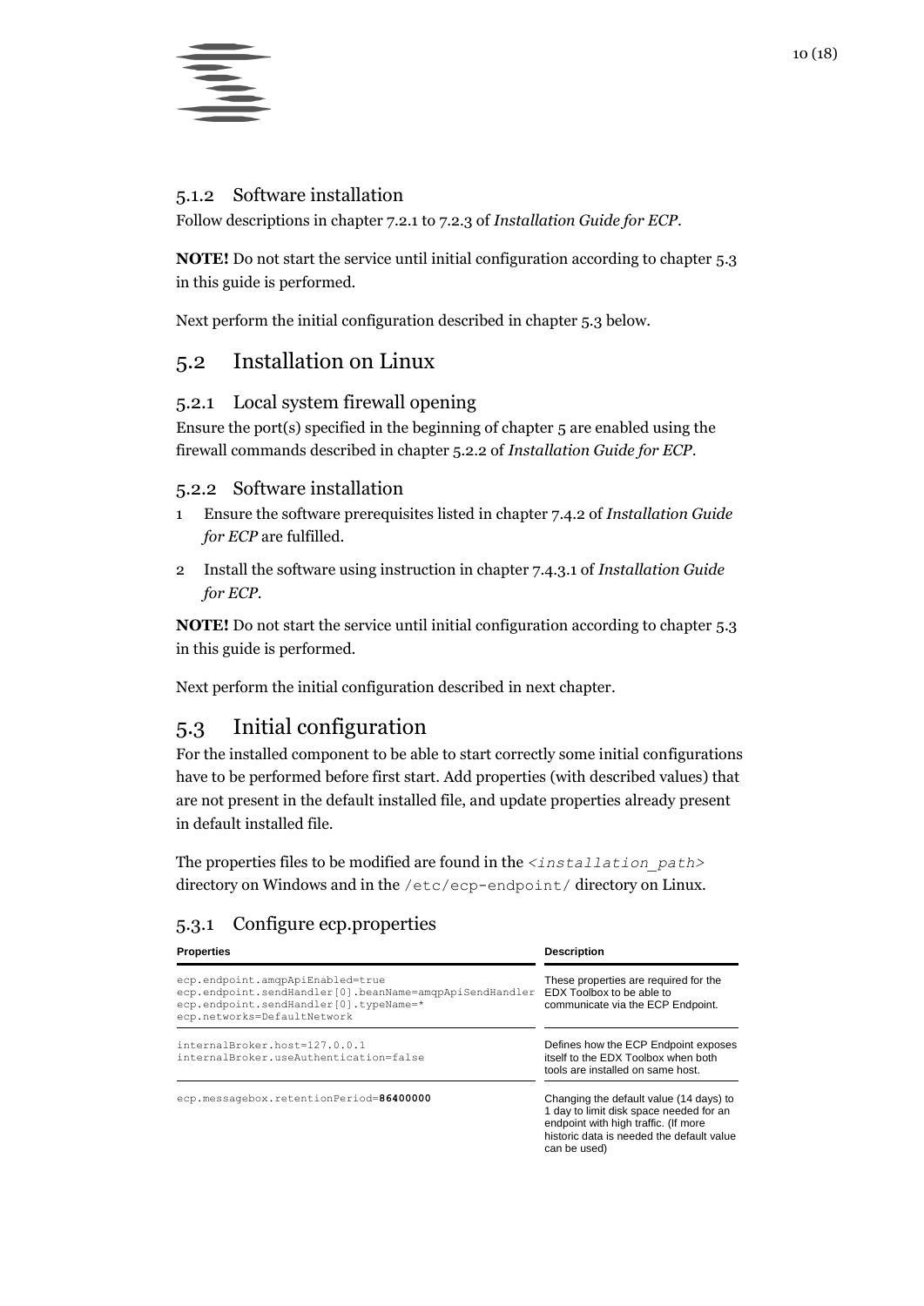### 5.1.2 Software installation

Follow descriptions in chapter 7.2.1 to 7.2.3 of *Installation Guide for ECP*.

**NOTE!** Do not start the service until initial configuration according to chapter 5.3 in this guide is performed.

Next perform the initial configuration described in chapter 5.3 below.

## 5.2 Installation on Linux

### 5.2.1 Local system firewall opening

Ensure the port(s) specified in the beginning of chapter 5 are enabled using the firewall commands described in chapter 5.2.2 of *Installation Guide for ECP*.

### 5.2.2 Software installation

1. Ensure the software prerequisites listed in chapter 7.4.2 of *Installation Guide for ECP* are fulfilled.
2. Install the software using instruction in chapter 7.4.3.1 of *Installation Guide for ECP*.

**NOTE!** Do not start the service until initial configuration according to chapter 5.3 in this guide is performed.

Next perform the initial configuration described in next chapter.

## 5.3 Initial configuration

For the installed component to be able to start correctly some initial configurations have to be performed before first start. Add properties (with described values) that are not present in the default installed file, and update properties already present in default installed file.

The properties files to be modified are found in the `<installation_path>` directory on Windows and in the `/etc/ecp-endpoint/` directory on Linux.

### 5.3.1 Configure ecp.properties

| Properties | Description |
|---|---|
| `ecp.endpoint.amqpApiEnabled=true`<br>`ecp.endpoint.sendHandler[0].beanName=amqpApiSendHandler`<br>`ecp.endpoint.sendHandler[0].typeName=*`<br>`ecp.networks=DefaultNetwork` | These properties are required for the EDX Toolbox to be able to communicate via the ECP Endpoint. |
| `internalBroker.host=127.0.0.1`<br>`internalBroker.useAuthentication=false` | Defines how the ECP Endpoint exposes itself to the EDX Toolbox when both tools are installed on same host. |
| `ecp.messagebox.retentionPeriod=`**`86400000`** | Changing the default value (14 days) to 1 day to limit disk space needed for an endpoint with high traffic. (If more historic data is needed the default value can be used) |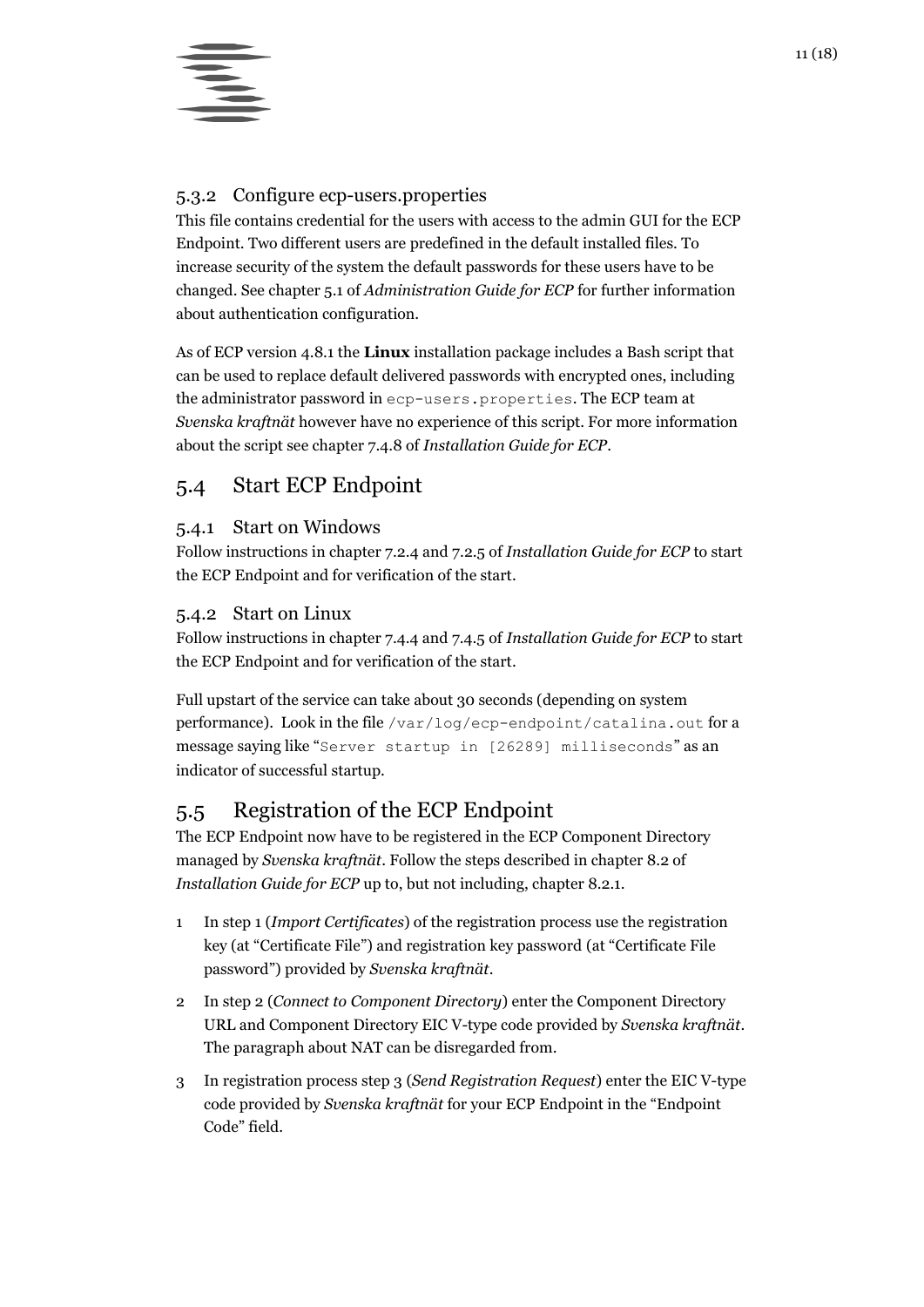### 5.3.2 Configure ecp-users.properties

This file contains credential for the users with access to the admin GUI for the ECP Endpoint. Two different users are predefined in the default installed files. To increase security of the system the default passwords for these users have to be changed. See chapter 5.1 of *Administration Guide for ECP* for further information about authentication configuration.

As of ECP version 4.8.1 the **Linux** installation package includes a Bash script that can be used to replace default delivered passwords with encrypted ones, including the administrator password in `ecp-users.properties`. The ECP team at *Svenska kraftnät* however have no experience of this script. For more information about the script see chapter 7.4.8 of *Installation Guide for ECP*.

## 5.4 Start ECP Endpoint

### 5.4.1 Start on Windows

Follow instructions in chapter 7.2.4 and 7.2.5 of *Installation Guide for ECP* to start the ECP Endpoint and for verification of the start.

### 5.4.2 Start on Linux

Follow instructions in chapter 7.4.4 and 7.4.5 of *Installation Guide for ECP* to start the ECP Endpoint and for verification of the start.

Full upstart of the service can take about 30 seconds (depending on system performance). Look in the file `/var/log/ecp-endpoint/catalina.out` for a message saying like "`Server startup in [26289] milliseconds`" as an indicator of successful startup.

## 5.5 Registration of the ECP Endpoint

The ECP Endpoint now have to be registered in the ECP Component Directory managed by *Svenska kraftnät*. Follow the steps described in chapter 8.2 of *Installation Guide for ECP* up to, but not including, chapter 8.2.1.

1. In step 1 (*Import Certificates*) of the registration process use the registration key (at "Certificate File") and registration key password (at "Certificate File password") provided by *Svenska kraftnät*.
2. In step 2 (*Connect to Component Directory*) enter the Component Directory URL and Component Directory EIC V-type code provided by *Svenska kraftnät*. The paragraph about NAT can be disregarded from.
3. In registration process step 3 (*Send Registration Request*) enter the EIC V-type code provided by *Svenska kraftnät* for your ECP Endpoint in the "Endpoint Code" field.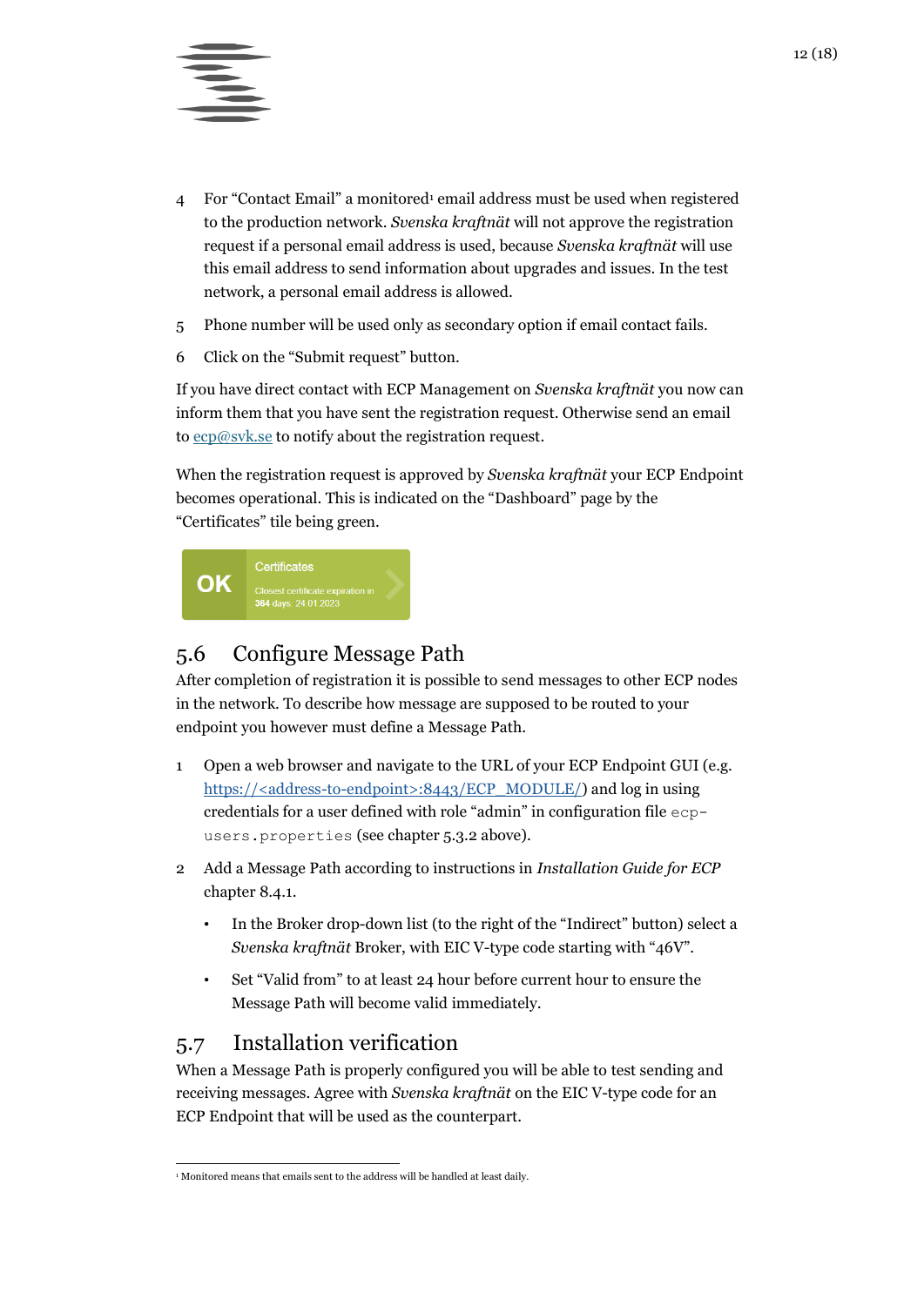4. For “Contact Email” a monitored[1] email address must be used when registered to the production network. *Svenska kraftnät* will not approve the registration request if a personal email address is used, because *Svenska kraftnät* will use this email address to send information about upgrades and issues. In the test network, a personal email address is allowed.
5. Phone number will be used only as secondary option if email contact fails.
6. Click on the “Submit request” button.

If you have direct contact with ECP Management on *Svenska kraftnät* you now can inform them that you have sent the registration request. Otherwise send an email to ecp@svk.se to notify about the registration request.

When the registration request is approved by *Svenska kraftnät* your ECP Endpoint becomes operational. This is indicated on the “Dashboard” page by the “Certificates” tile being green.

OK Certificates
Closest certificate expiration in **364** days: 24.01.2023

## 5.6 Configure Message Path

After completion of registration it is possible to send messages to other ECP nodes in the network. To describe how message are supposed to be routed to your endpoint you however must define a Message Path.

1. Open a web browser and navigate to the URL of your ECP Endpoint GUI (e.g. https://<address-to-endpoint>:8443/ECP_MODULE/) and log in using credentials for a user defined with role “admin” in configuration file `ecp-users.properties` (see chapter 5.3.2 above).
2. Add a Message Path according to instructions in *Installation Guide for ECP* chapter 8.4.1.
   - In the Broker drop-down list (to the right of the “Indirect” button) select a *Svenska kraftnät* Broker, with EIC V-type code starting with “46V”.
   - Set “Valid from” to at least 24 hour before current hour to ensure the Message Path will become valid immediately.

## 5.7 Installation verification

When a Message Path is properly configured you will be able to test sending and receiving messages. Agree with *Svenska kraftnät* on the EIC V-type code for an ECP Endpoint that will be used as the counterpart.

[1] Monitored means that emails sent to the address will be handled at least daily.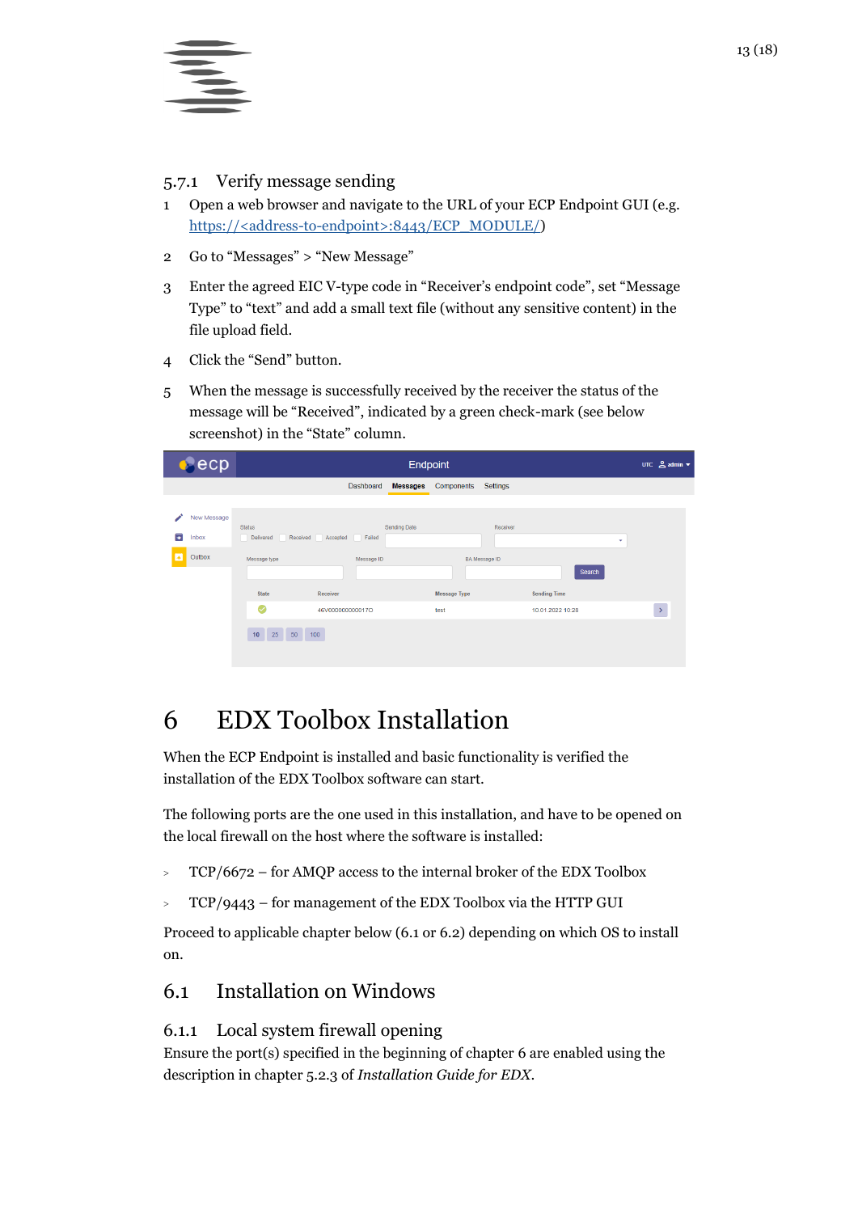### 5.7.1 Verify message sending

1. Open a web browser and navigate to the URL of your ECP Endpoint GUI (e.g. https://<address-to-endpoint>:8443/ECP_MODULE/)
2. Go to “Messages” > “New Message”
3. Enter the agreed EIC V-type code in “Receiver’s endpoint code”, set “Message Type” to “text” and add a small text file (without any sensitive content) in the file upload field.
4. Click the “Send” button.
5. When the message is successfully received by the receiver the status of the message will be “Received”, indicated by a green check-mark (see below screenshot) in the “State” column.

# 6 EDX Toolbox Installation

When the ECP Endpoint is installed and basic functionality is verified the installation of the EDX Toolbox software can start.

The following ports are the one used in this installation, and have to be opened on the local firewall on the host where the software is installed:

- TCP/6672 – for AMQP access to the internal broker of the EDX Toolbox
- TCP/9443 – for management of the EDX Toolbox via the HTTP GUI

Proceed to applicable chapter below (6.1 or 6.2) depending on which OS to install on.

## 6.1 Installation on Windows

### 6.1.1 Local system firewall opening

Ensure the port(s) specified in the beginning of chapter 6 are enabled using the description in chapter 5.2.3 of *Installation Guide for EDX*.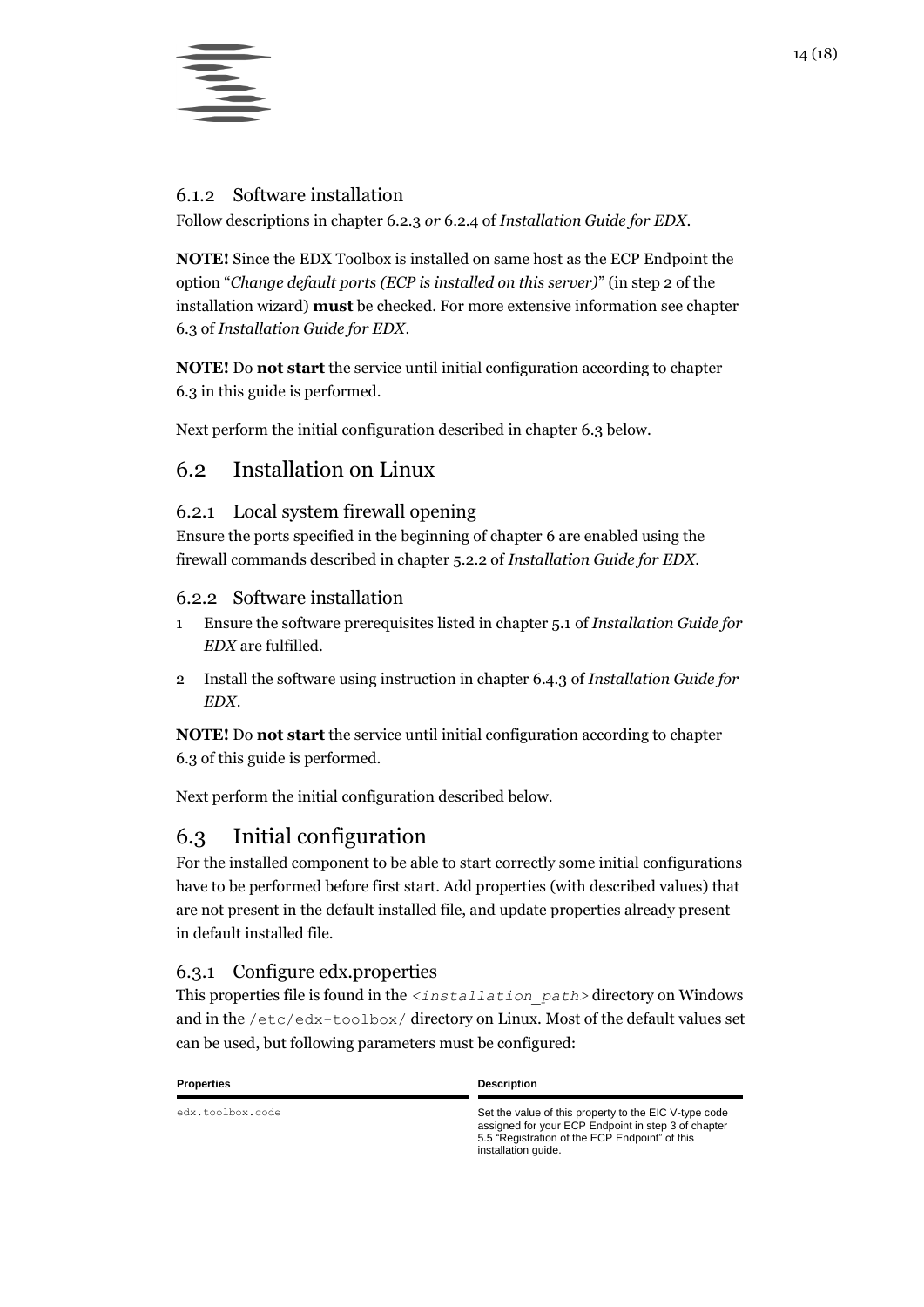### 6.1.2 Software installation

Follow descriptions in chapter 6.2.3 *or* 6.2.4 of *Installation Guide for EDX*.

**NOTE!** Since the EDX Toolbox is installed on same host as the ECP Endpoint the option "*Change default ports (ECP is installed on this server)*" (in step 2 of the installation wizard) **must** be checked. For more extensive information see chapter 6.3 of *Installation Guide for EDX*.

**NOTE!** Do **not start** the service until initial configuration according to chapter 6.3 in this guide is performed.

Next perform the initial configuration described in chapter 6.3 below.

## 6.2 Installation on Linux

### 6.2.1 Local system firewall opening

Ensure the ports specified in the beginning of chapter 6 are enabled using the firewall commands described in chapter 5.2.2 of *Installation Guide for EDX*.

### 6.2.2 Software installation

1. Ensure the software prerequisites listed in chapter 5.1 of *Installation Guide for EDX* are fulfilled.
2. Install the software using instruction in chapter 6.4.3 of *Installation Guide for EDX*.

**NOTE!** Do **not start** the service until initial configuration according to chapter 6.3 of this guide is performed.

Next perform the initial configuration described below.

## 6.3 Initial configuration

For the installed component to be able to start correctly some initial configurations have to be performed before first start. Add properties (with described values) that are not present in the default installed file, and update properties already present in default installed file.

### 6.3.1 Configure edx.properties

This properties file is found in the `<installation_path>` directory on Windows and in the `/etc/edx-toolbox/` directory on Linux. Most of the default values set can be used, but following parameters must be configured:

| Properties | Description |
| --- | --- |
| `edx.toolbox.code` | Set the value of this property to the EIC V-type code assigned for your ECP Endpoint in step 3 of chapter 5.5 "Registration of the ECP Endpoint" of this installation guide. |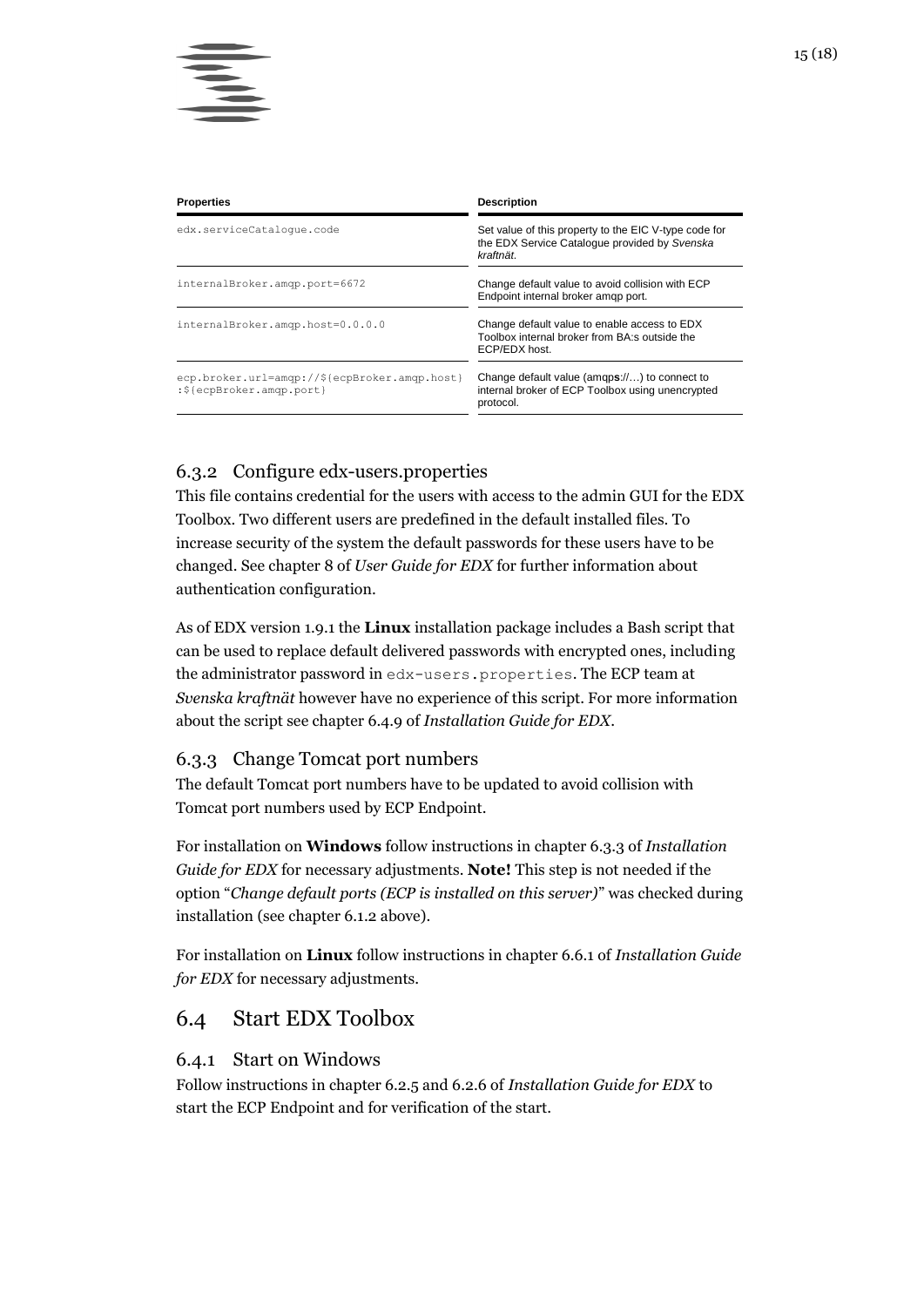| Properties | Description |
| --- | --- |
| `edx.serviceCatalogue.code` | Set value of this property to the EIC V-type code for the EDX Service Catalogue provided by *Svenska kraftnät*. |
| `internalBroker.amqp.port=6672` | Change default value to avoid collision with ECP Endpoint internal broker amqp port. |
| `internalBroker.amqp.host=0.0.0.0` | Change default value to enable access to EDX Toolbox internal broker from BA:s outside the ECP/EDX host. |
| `ecp.broker.url=amqp://${ecpBroker.amqp.host}:${ecpBroker.amqp.port}` | Change default value (amqp**s**://…) to connect to internal broker of ECP Toolbox using unencrypted protocol. |

### 6.3.2 Configure edx-users.properties

This file contains credential for the users with access to the admin GUI for the EDX Toolbox. Two different users are predefined in the default installed files. To increase security of the system the default passwords for these users have to be changed. See chapter 8 of *User Guide for EDX* for further information about authentication configuration.

As of EDX version 1.9.1 the **Linux** installation package includes a Bash script that can be used to replace default delivered passwords with encrypted ones, including the administrator password in `edx-users.properties`. The ECP team at *Svenska kraftnät* however have no experience of this script. For more information about the script see chapter 6.4.9 of *Installation Guide for EDX*.

### 6.3.3 Change Tomcat port numbers

The default Tomcat port numbers have to be updated to avoid collision with Tomcat port numbers used by ECP Endpoint.

For installation on **Windows** follow instructions in chapter 6.3.3 of *Installation Guide for EDX* for necessary adjustments. **Note!** This step is not needed if the option "*Change default ports (ECP is installed on this server)*" was checked during installation (see chapter 6.1.2 above).

For installation on **Linux** follow instructions in chapter 6.6.1 of *Installation Guide for EDX* for necessary adjustments.

## 6.4 Start EDX Toolbox

### 6.4.1 Start on Windows

Follow instructions in chapter 6.2.5 and 6.2.6 of *Installation Guide for EDX* to start the ECP Endpoint and for verification of the start.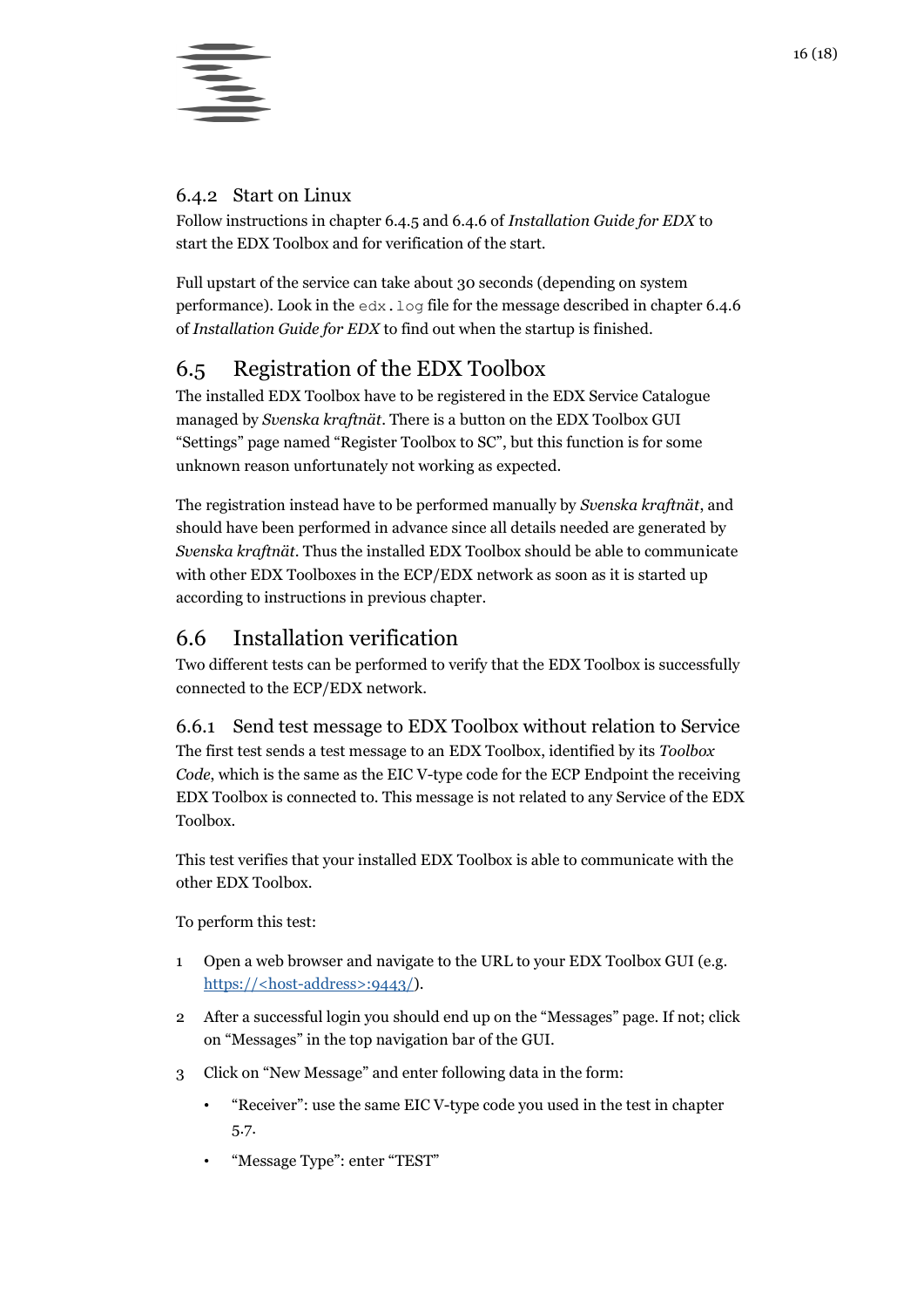### 6.4.2 Start on Linux

Follow instructions in chapter 6.4.5 and 6.4.6 of *Installation Guide for EDX* to start the EDX Toolbox and for verification of the start.

Full upstart of the service can take about 30 seconds (depending on system performance). Look in the `edx.log` file for the message described in chapter 6.4.6 of *Installation Guide for EDX* to find out when the startup is finished.

## 6.5 Registration of the EDX Toolbox

The installed EDX Toolbox have to be registered in the EDX Service Catalogue managed by *Svenska kraftnät*. There is a button on the EDX Toolbox GUI "Settings" page named "Register Toolbox to SC", but this function is for some unknown reason unfortunately not working as expected.

The registration instead have to be performed manually by *Svenska kraftnät*, and should have been performed in advance since all details needed are generated by *Svenska kraftnät*. Thus the installed EDX Toolbox should be able to communicate with other EDX Toolboxes in the ECP/EDX network as soon as it is started up according to instructions in previous chapter.

## 6.6 Installation verification

Two different tests can be performed to verify that the EDX Toolbox is successfully connected to the ECP/EDX network.

### 6.6.1 Send test message to EDX Toolbox without relation to Service

The first test sends a test message to an EDX Toolbox, identified by its *Toolbox Code*, which is the same as the EIC V-type code for the ECP Endpoint the receiving EDX Toolbox is connected to. This message is not related to any Service of the EDX Toolbox.

This test verifies that your installed EDX Toolbox is able to communicate with the other EDX Toolbox.

To perform this test:

1. Open a web browser and navigate to the URL to your EDX Toolbox GUI (e.g. https://<host-address>:9443/).
2. After a successful login you should end up on the "Messages" page. If not; click on "Messages" in the top navigation bar of the GUI.
3. Click on "New Message" and enter following data in the form:
   - "Receiver": use the same EIC V-type code you used in the test in chapter 5.7.
   - "Message Type": enter "TEST"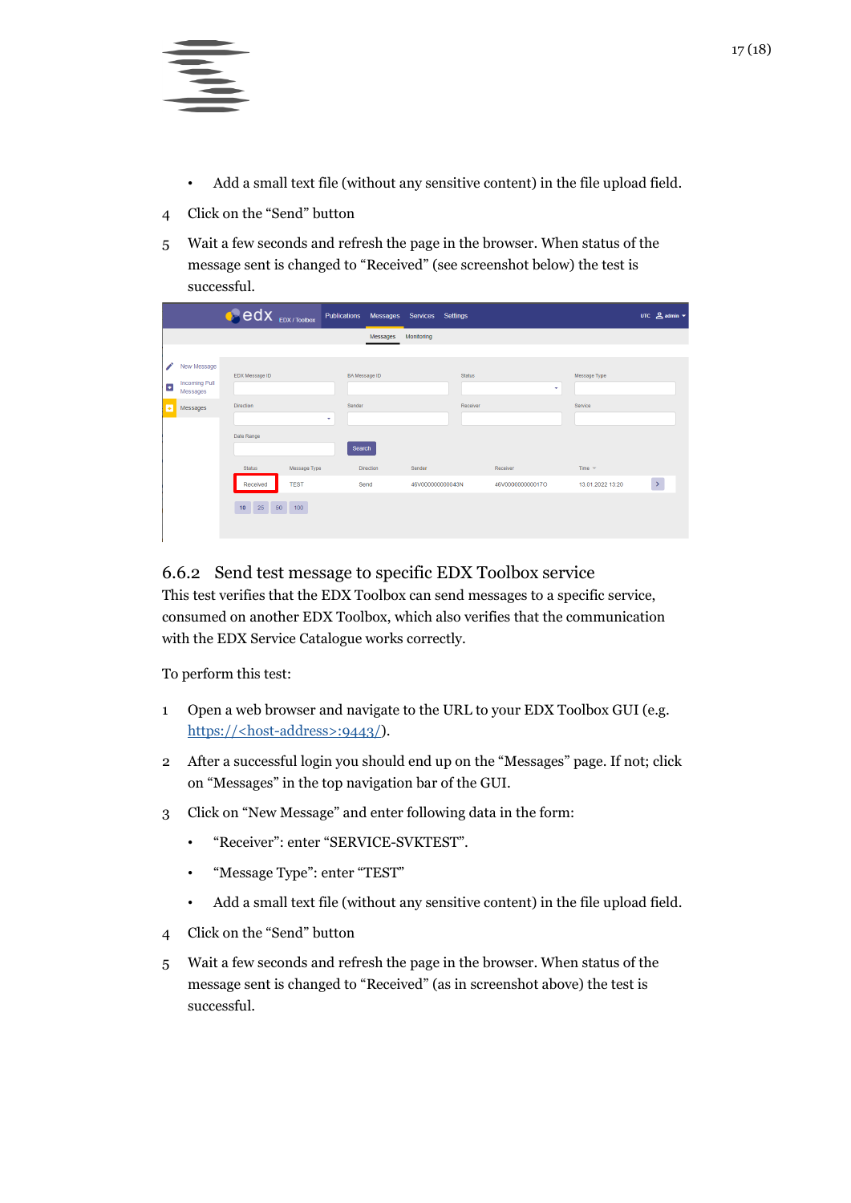- Add a small text file (without any sensitive content) in the file upload field.

4. Click on the “Send” button
5. Wait a few seconds and refresh the page in the browser. When status of the message sent is changed to “Received” (see screenshot below) the test is successful.

### 6.6.2 Send test message to specific EDX Toolbox service

This test verifies that the EDX Toolbox can send messages to a specific service, consumed on another EDX Toolbox, which also verifies that the communication with the EDX Service Catalogue works correctly.

To perform this test:

1. Open a web browser and navigate to the URL to your EDX Toolbox GUI (e.g. https://<host-address>:9443/).
2. After a successful login you should end up on the “Messages” page. If not; click on “Messages” in the top navigation bar of the GUI.
3. Click on “New Message” and enter following data in the form:
   - “Receiver”: enter “SERVICE-SVKTEST”.
   - “Message Type”: enter “TEST”
   - Add a small text file (without any sensitive content) in the file upload field.
4. Click on the “Send” button
5. Wait a few seconds and refresh the page in the browser. When status of the message sent is changed to “Received” (as in screenshot above) the test is successful.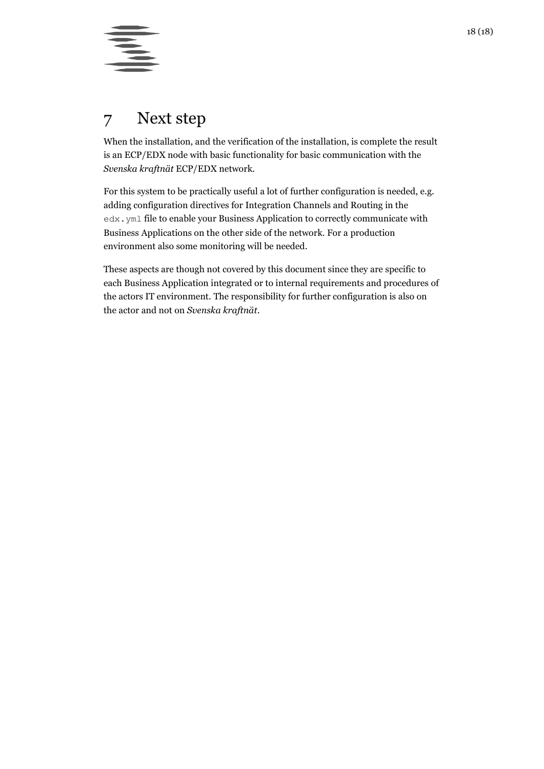# 7 Next step

When the installation, and the verification of the installation, is complete the result is an ECP/EDX node with basic functionality for basic communication with the *Svenska kraftnät* ECP/EDX network.

For this system to be practically useful a lot of further configuration is needed, e.g. adding configuration directives for Integration Channels and Routing in the `edx.yml` file to enable your Business Application to correctly communicate with Business Applications on the other side of the network. For a production environment also some monitoring will be needed.

These aspects are though not covered by this document since they are specific to each Business Application integrated or to internal requirements and procedures of the actors IT environment. The responsibility for further configuration is also on the actor and not on *Svenska kraftnät*.